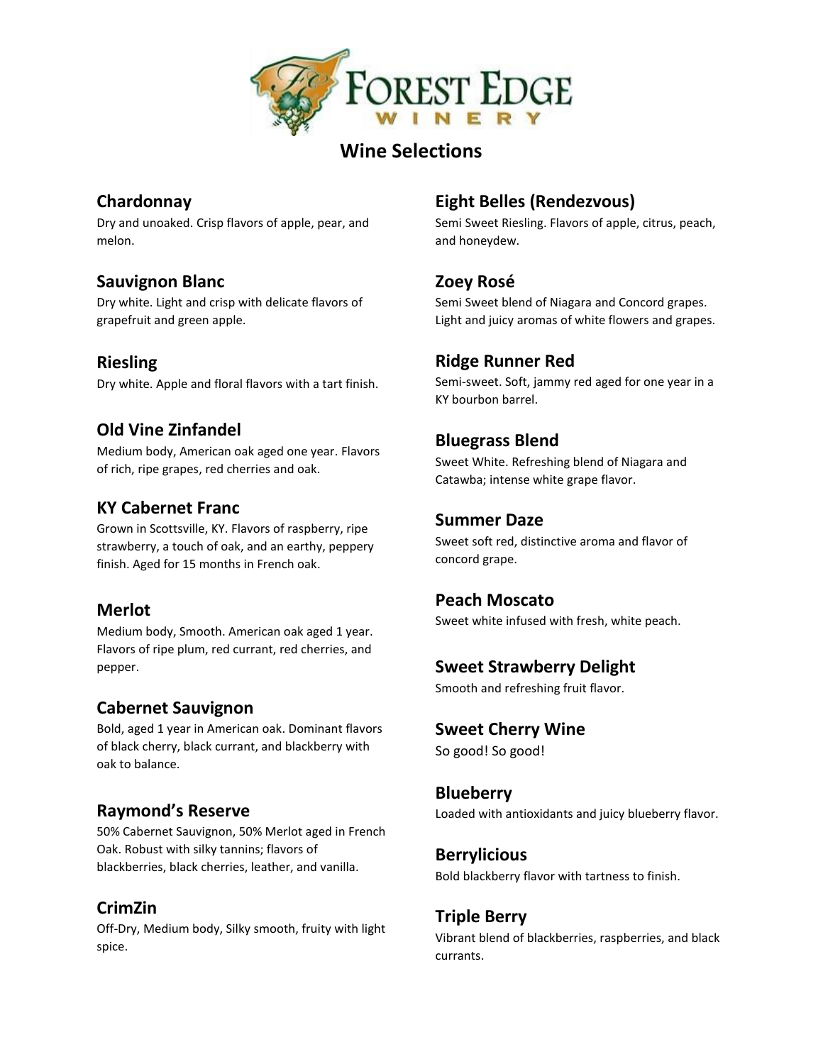# Forest Edge Winery

## Wine Selections

### Chardonnay
Dry and unoaked. Crisp flavors of apple, pear, and melon.

### Sauvignon Blanc
Dry white. Light and crisp with delicate flavors of grapefruit and green apple.

### Riesling
Dry white. Apple and floral flavors with a tart finish.

### Old Vine Zinfandel
Medium body, American oak aged one year. Flavors of rich, ripe grapes, red cherries and oak.

### KY Cabernet Franc
Grown in Scottsville, KY. Flavors of raspberry, ripe strawberry, a touch of oak, and an earthy, peppery finish. Aged for 15 months in French oak.

### Merlot
Medium body, Smooth. American oak aged 1 year. Flavors of ripe plum, red currant, red cherries, and pepper.

### Cabernet Sauvignon
Bold, aged 1 year in American oak. Dominant flavors of black cherry, black currant, and blackberry with oak to balance.

### Raymond's Reserve
50% Cabernet Sauvignon, 50% Merlot aged in French Oak. Robust with silky tannins; flavors of blackberries, black cherries, leather, and vanilla.

### CrimZin
Off-Dry, Medium body, Silky smooth, fruity with light spice.

### Eight Belles (Rendezvous)
Semi Sweet Riesling. Flavors of apple, citrus, peach, and honeydew.

### Zoey Rosé
Semi Sweet blend of Niagara and Concord grapes. Light and juicy aromas of white flowers and grapes.

### Ridge Runner Red
Semi-sweet. Soft, jammy red aged for one year in a KY bourbon barrel.

### Bluegrass Blend
Sweet White. Refreshing blend of Niagara and Catawba; intense white grape flavor.

### Summer Daze
Sweet soft red, distinctive aroma and flavor of concord grape.

### Peach Moscato
Sweet white infused with fresh, white peach.

### Sweet Strawberry Delight
Smooth and refreshing fruit flavor.

### Sweet Cherry Wine
So good! So good!

### Blueberry
Loaded with antioxidants and juicy blueberry flavor.

### Berrylicious
Bold blackberry flavor with tartness to finish.

### Triple Berry
Vibrant blend of blackberries, raspberries, and black currants.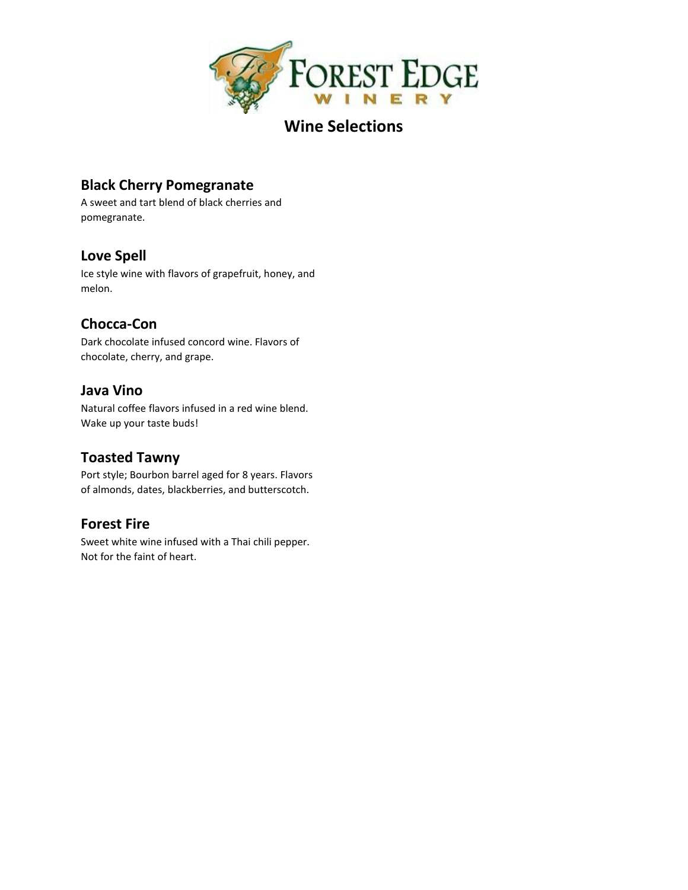# Forest Edge Winery

## Wine Selections

### Black Cherry Pomegranate
A sweet and tart blend of black cherries and pomegranate.

### Love Spell
Ice style wine with flavors of grapefruit, honey, and melon.

### Chocca-Con
Dark chocolate infused concord wine. Flavors of chocolate, cherry, and grape.

### Java Vino
Natural coffee flavors infused in a red wine blend. Wake up your taste buds!

### Toasted Tawny
Port style; Bourbon barrel aged for 8 years. Flavors of almonds, dates, blackberries, and butterscotch.

### Forest Fire
Sweet white wine infused with a Thai chili pepper. Not for the faint of heart.